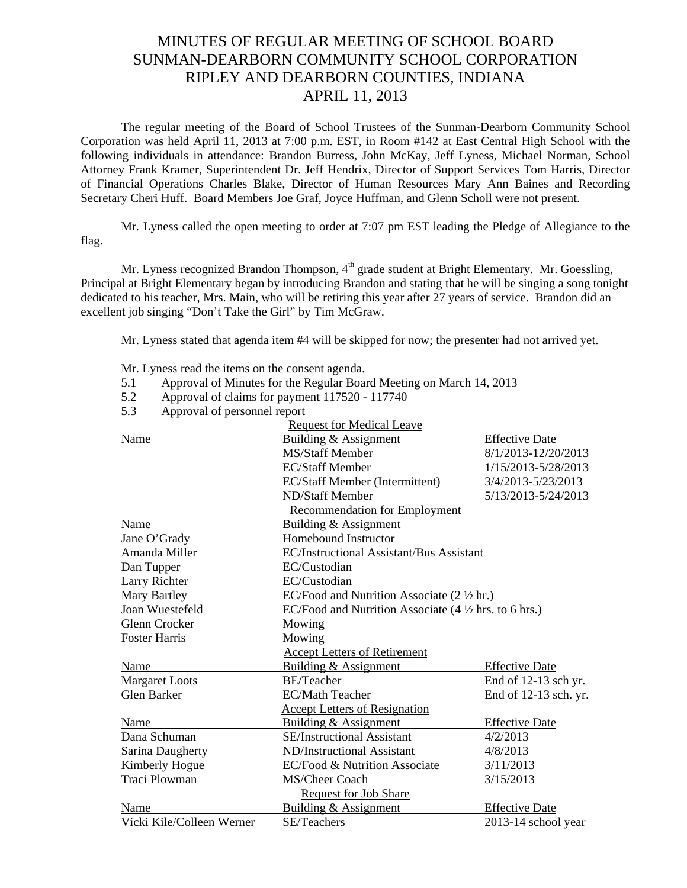# MINUTES OF REGULAR MEETING OF SCHOOL BOARD
# SUNMAN-DEARBORN COMMUNITY SCHOOL CORPORATION
# RIPLEY AND DEARBORN COUNTIES, INDIANA
# APRIL 11, 2013

The regular meeting of the Board of School Trustees of the Sunman-Dearborn Community School Corporation was held April 11, 2013 at 7:00 p.m. EST, in Room #142 at East Central High School with the following individuals in attendance: Brandon Burress, John McKay, Jeff Lyness, Michael Norman, School Attorney Frank Kramer, Superintendent Dr. Jeff Hendrix, Director of Support Services Tom Harris, Director of Financial Operations Charles Blake, Director of Human Resources Mary Ann Baines and Recording Secretary Cheri Huff. Board Members Joe Graf, Joyce Huffman, and Glenn Scholl were not present.

Mr. Lyness called the open meeting to order at 7:07 pm EST leading the Pledge of Allegiance to the flag.

Mr. Lyness recognized Brandon Thompson, 4th grade student at Bright Elementary. Mr. Goessling, Principal at Bright Elementary began by introducing Brandon and stating that he will be singing a song tonight dedicated to his teacher, Mrs. Main, who will be retiring this year after 27 years of service. Brandon did an excellent job singing "Don't Take the Girl" by Tim McGraw.

Mr. Lyness stated that agenda item #4 will be skipped for now; the presenter had not arrived yet.

Mr. Lyness read the items on the consent agenda.

5.1 Approval of Minutes for the Regular Board Meeting on March 14, 2013

5.2 Approval of claims for payment 117520 - 117740

5.3 Approval of personnel report

**Request for Medical Leave**

| Name | Building & Assignment | Effective Date |
|---|---|---|
| | MS/Staff Member | 8/1/2013-12/20/2013 |
| | EC/Staff Member | 1/15/2013-5/28/2013 |
| | EC/Staff Member (Intermittent) | 3/4/2013-5/23/2013 |
| | ND/Staff Member | 5/13/2013-5/24/2013 |

**Recommendation for Employment**

| Name | Building & Assignment |
|---|---|
| Jane O'Grady | Homebound Instructor |
| Amanda Miller | EC/Instructional Assistant/Bus Assistant |
| Dan Tupper | EC/Custodian |
| Larry Richter | EC/Custodian |
| Mary Bartley | EC/Food and Nutrition Associate (2 ½ hr.) |
| Joan Wuestefeld | EC/Food and Nutrition Associate (4 ½ hrs. to 6 hrs.) |
| Glenn Crocker | Mowing |
| Foster Harris | Mowing |

**Accept Letters of Retirement**

| Name | Building & Assignment | Effective Date |
|---|---|---|
| Margaret Loots | BE/Teacher | End of 12-13 sch yr. |
| Glen Barker | EC/Math Teacher | End of 12-13 sch. yr. |

**Accept Letters of Resignation**

| Name | Building & Assignment | Effective Date |
|---|---|---|
| Dana Schuman | SE/Instructional Assistant | 4/2/2013 |
| Sarina Daugherty | ND/Instructional Assistant | 4/8/2013 |
| Kimberly Hogue | EC/Food & Nutrition Associate | 3/11/2013 |
| Traci Plowman | MS/Cheer Coach | 3/15/2013 |

**Request for Job Share**

| Name | Building & Assignment | Effective Date |
|---|---|---|
| Vicki Kile/Colleen Werner | SE/Teachers | 2013-14 school year |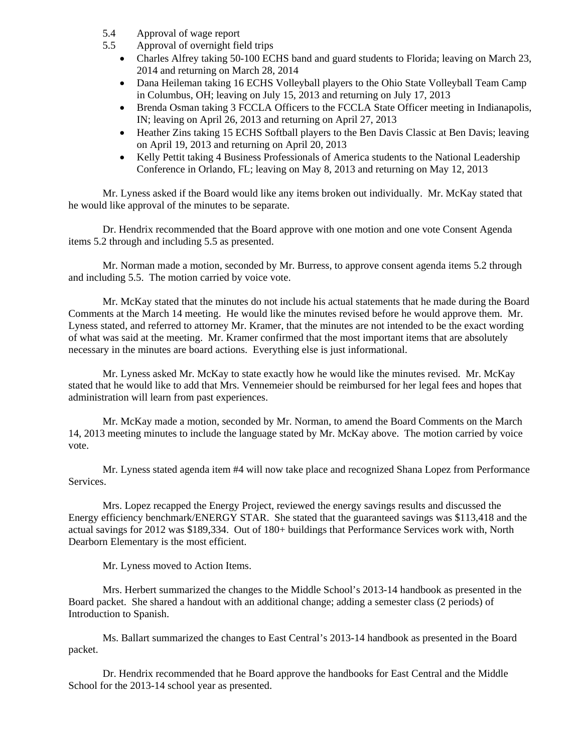5.4 Approval of wage report

5.5 Approval of overnight field trips

- Charles Alfrey taking 50-100 ECHS band and guard students to Florida; leaving on March 23, 2014 and returning on March 28, 2014
- Dana Heileman taking 16 ECHS Volleyball players to the Ohio State Volleyball Team Camp in Columbus, OH; leaving on July 15, 2013 and returning on July 17, 2013
- Brenda Osman taking 3 FCCLA Officers to the FCCLA State Officer meeting in Indianapolis, IN; leaving on April 26, 2013 and returning on April 27, 2013
- Heather Zins taking 15 ECHS Softball players to the Ben Davis Classic at Ben Davis; leaving on April 19, 2013 and returning on April 20, 2013
- Kelly Pettit taking 4 Business Professionals of America students to the National Leadership Conference in Orlando, FL; leaving on May 8, 2013 and returning on May 12, 2013

Mr. Lyness asked if the Board would like any items broken out individually. Mr. McKay stated that he would like approval of the minutes to be separate.

Dr. Hendrix recommended that the Board approve with one motion and one vote Consent Agenda items 5.2 through and including 5.5 as presented.

Mr. Norman made a motion, seconded by Mr. Burress, to approve consent agenda items 5.2 through and including 5.5. The motion carried by voice vote.

Mr. McKay stated that the minutes do not include his actual statements that he made during the Board Comments at the March 14 meeting. He would like the minutes revised before he would approve them. Mr. Lyness stated, and referred to attorney Mr. Kramer, that the minutes are not intended to be the exact wording of what was said at the meeting. Mr. Kramer confirmed that the most important items that are absolutely necessary in the minutes are board actions. Everything else is just informational.

Mr. Lyness asked Mr. McKay to state exactly how he would like the minutes revised. Mr. McKay stated that he would like to add that Mrs. Vennemeier should be reimbursed for her legal fees and hopes that administration will learn from past experiences.

Mr. McKay made a motion, seconded by Mr. Norman, to amend the Board Comments on the March 14, 2013 meeting minutes to include the language stated by Mr. McKay above. The motion carried by voice vote.

Mr. Lyness stated agenda item #4 will now take place and recognized Shana Lopez from Performance Services.

Mrs. Lopez recapped the Energy Project, reviewed the energy savings results and discussed the Energy efficiency benchmark/ENERGY STAR. She stated that the guaranteed savings was $113,418 and the actual savings for 2012 was $189,334. Out of 180+ buildings that Performance Services work with, North Dearborn Elementary is the most efficient.

Mr. Lyness moved to Action Items.

Mrs. Herbert summarized the changes to the Middle School's 2013-14 handbook as presented in the Board packet. She shared a handout with an additional change; adding a semester class (2 periods) of Introduction to Spanish.

Ms. Ballart summarized the changes to East Central's 2013-14 handbook as presented in the Board packet.

Dr. Hendrix recommended that he Board approve the handbooks for East Central and the Middle School for the 2013-14 school year as presented.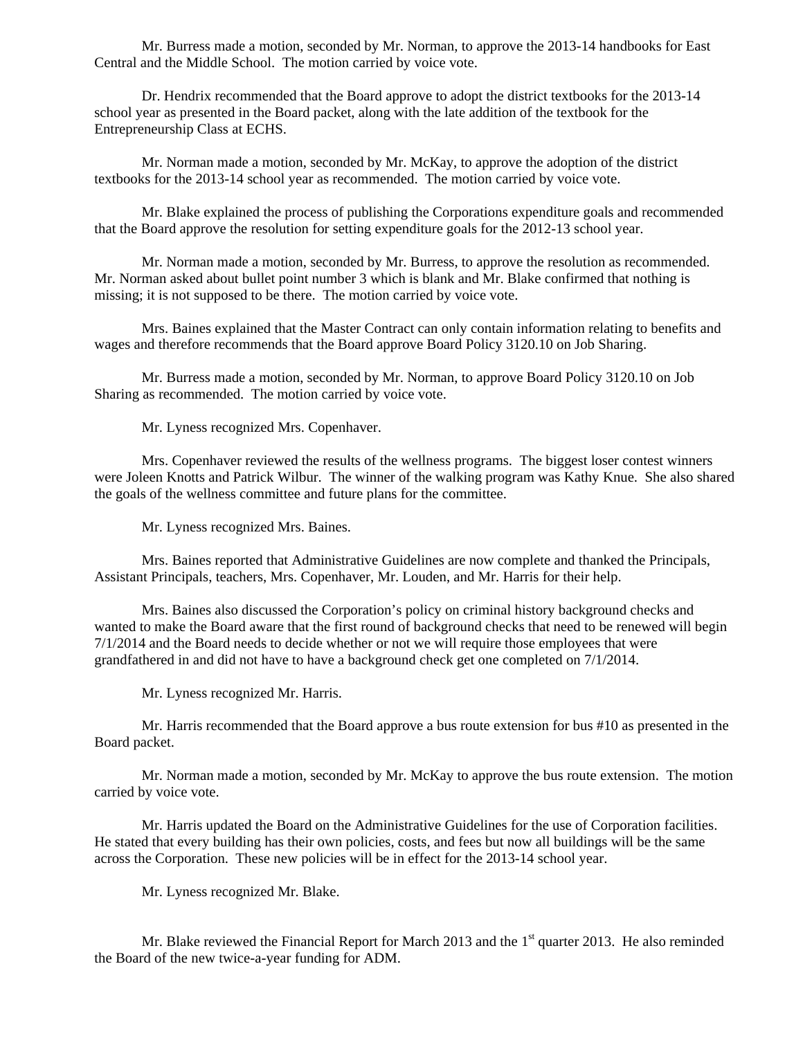Mr. Burress made a motion, seconded by Mr. Norman, to approve the 2013-14 handbooks for East Central and the Middle School. The motion carried by voice vote.

Dr. Hendrix recommended that the Board approve to adopt the district textbooks for the 2013-14 school year as presented in the Board packet, along with the late addition of the textbook for the Entrepreneurship Class at ECHS.

Mr. Norman made a motion, seconded by Mr. McKay, to approve the adoption of the district textbooks for the 2013-14 school year as recommended. The motion carried by voice vote.

Mr. Blake explained the process of publishing the Corporations expenditure goals and recommended that the Board approve the resolution for setting expenditure goals for the 2012-13 school year.

Mr. Norman made a motion, seconded by Mr. Burress, to approve the resolution as recommended. Mr. Norman asked about bullet point number 3 which is blank and Mr. Blake confirmed that nothing is missing; it is not supposed to be there. The motion carried by voice vote.

Mrs. Baines explained that the Master Contract can only contain information relating to benefits and wages and therefore recommends that the Board approve Board Policy 3120.10 on Job Sharing.

Mr. Burress made a motion, seconded by Mr. Norman, to approve Board Policy 3120.10 on Job Sharing as recommended. The motion carried by voice vote.

Mr. Lyness recognized Mrs. Copenhaver.

Mrs. Copenhaver reviewed the results of the wellness programs. The biggest loser contest winners were Joleen Knotts and Patrick Wilbur. The winner of the walking program was Kathy Knue. She also shared the goals of the wellness committee and future plans for the committee.

Mr. Lyness recognized Mrs. Baines.

Mrs. Baines reported that Administrative Guidelines are now complete and thanked the Principals, Assistant Principals, teachers, Mrs. Copenhaver, Mr. Louden, and Mr. Harris for their help.

Mrs. Baines also discussed the Corporation's policy on criminal history background checks and wanted to make the Board aware that the first round of background checks that need to be renewed will begin 7/1/2014 and the Board needs to decide whether or not we will require those employees that were grandfathered in and did not have to have a background check get one completed on 7/1/2014.

Mr. Lyness recognized Mr. Harris.

Mr. Harris recommended that the Board approve a bus route extension for bus #10 as presented in the Board packet.

Mr. Norman made a motion, seconded by Mr. McKay to approve the bus route extension. The motion carried by voice vote.

Mr. Harris updated the Board on the Administrative Guidelines for the use of Corporation facilities. He stated that every building has their own policies, costs, and fees but now all buildings will be the same across the Corporation. These new policies will be in effect for the 2013-14 school year.

Mr. Lyness recognized Mr. Blake.

Mr. Blake reviewed the Financial Report for March 2013 and the 1st quarter 2013. He also reminded the Board of the new twice-a-year funding for ADM.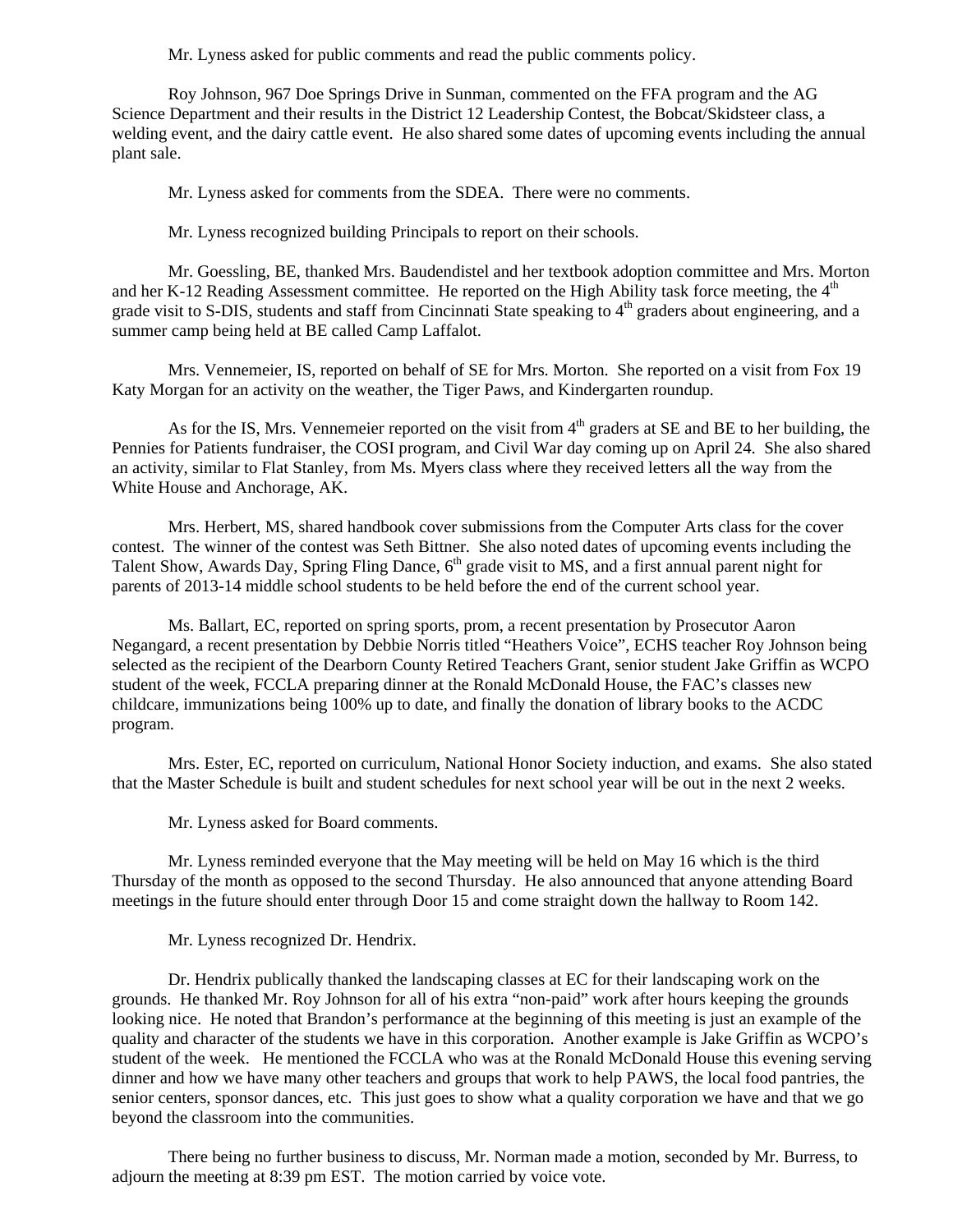Mr. Lyness asked for public comments and read the public comments policy.

Roy Johnson, 967 Doe Springs Drive in Sunman, commented on the FFA program and the AG Science Department and their results in the District 12 Leadership Contest, the Bobcat/Skidsteer class, a welding event, and the dairy cattle event. He also shared some dates of upcoming events including the annual plant sale.

Mr. Lyness asked for comments from the SDEA. There were no comments.

Mr. Lyness recognized building Principals to report on their schools.

Mr. Goessling, BE, thanked Mrs. Baudendistel and her textbook adoption committee and Mrs. Morton and her K-12 Reading Assessment committee. He reported on the High Ability task force meeting, the 4th grade visit to S-DIS, students and staff from Cincinnati State speaking to 4th graders about engineering, and a summer camp being held at BE called Camp Laffalot.

Mrs. Vennemeier, IS, reported on behalf of SE for Mrs. Morton. She reported on a visit from Fox 19 Katy Morgan for an activity on the weather, the Tiger Paws, and Kindergarten roundup.

As for the IS, Mrs. Vennemeier reported on the visit from 4th graders at SE and BE to her building, the Pennies for Patients fundraiser, the COSI program, and Civil War day coming up on April 24. She also shared an activity, similar to Flat Stanley, from Ms. Myers class where they received letters all the way from the White House and Anchorage, AK.

Mrs. Herbert, MS, shared handbook cover submissions from the Computer Arts class for the cover contest. The winner of the contest was Seth Bittner. She also noted dates of upcoming events including the Talent Show, Awards Day, Spring Fling Dance, 6th grade visit to MS, and a first annual parent night for parents of 2013-14 middle school students to be held before the end of the current school year.

Ms. Ballart, EC, reported on spring sports, prom, a recent presentation by Prosecutor Aaron Negangard, a recent presentation by Debbie Norris titled "Heathers Voice", ECHS teacher Roy Johnson being selected as the recipient of the Dearborn County Retired Teachers Grant, senior student Jake Griffin as WCPO student of the week, FCCLA preparing dinner at the Ronald McDonald House, the FAC's classes new childcare, immunizations being 100% up to date, and finally the donation of library books to the ACDC program.

Mrs. Ester, EC, reported on curriculum, National Honor Society induction, and exams. She also stated that the Master Schedule is built and student schedules for next school year will be out in the next 2 weeks.

Mr. Lyness asked for Board comments.

Mr. Lyness reminded everyone that the May meeting will be held on May 16 which is the third Thursday of the month as opposed to the second Thursday. He also announced that anyone attending Board meetings in the future should enter through Door 15 and come straight down the hallway to Room 142.

Mr. Lyness recognized Dr. Hendrix.

Dr. Hendrix publically thanked the landscaping classes at EC for their landscaping work on the grounds. He thanked Mr. Roy Johnson for all of his extra "non-paid" work after hours keeping the grounds looking nice. He noted that Brandon's performance at the beginning of this meeting is just an example of the quality and character of the students we have in this corporation. Another example is Jake Griffin as WCPO's student of the week. He mentioned the FCCLA who was at the Ronald McDonald House this evening serving dinner and how we have many other teachers and groups that work to help PAWS, the local food pantries, the senior centers, sponsor dances, etc. This just goes to show what a quality corporation we have and that we go beyond the classroom into the communities.

There being no further business to discuss, Mr. Norman made a motion, seconded by Mr. Burress, to adjourn the meeting at 8:39 pm EST. The motion carried by voice vote.